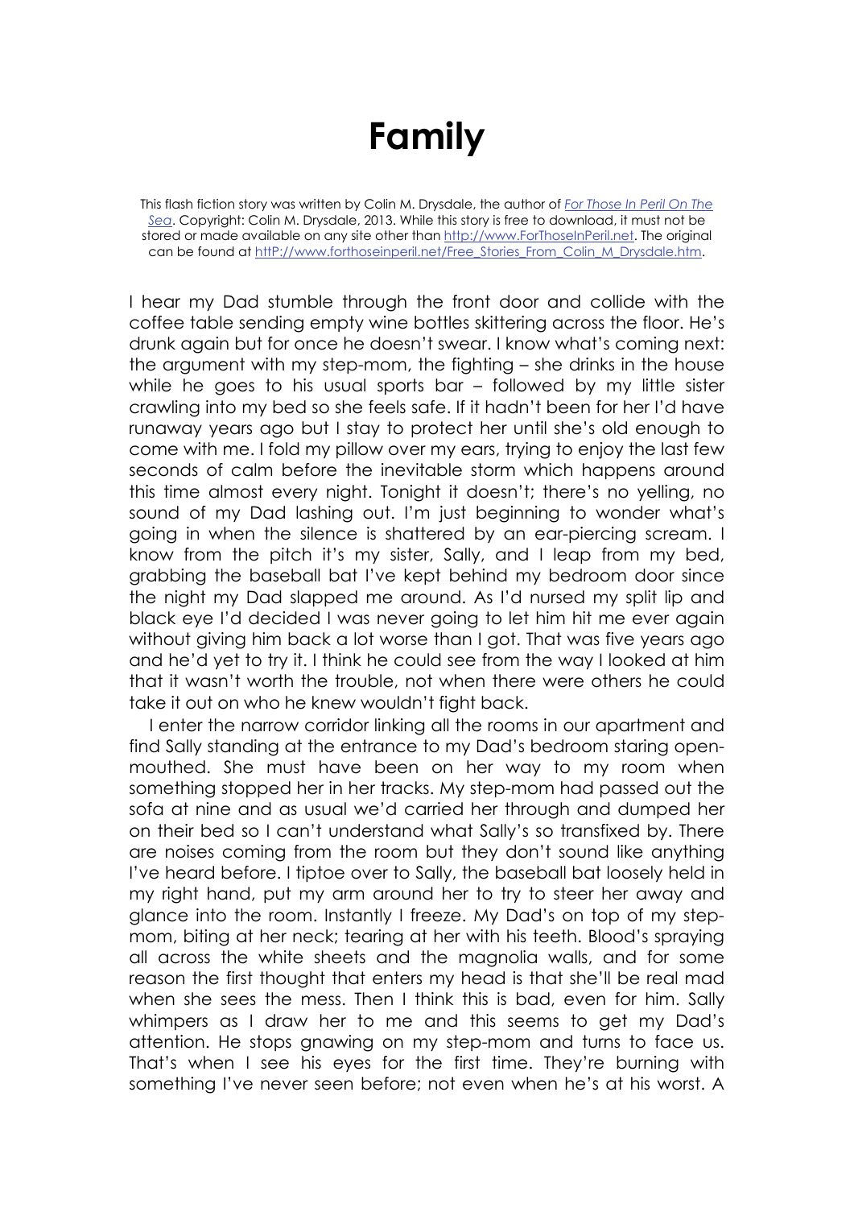# Family

This flash fiction story was written by Colin M. Drysdale, the author of [*For Those In Peril On The Sea*](http://www.ForThoseInPeril.net). Copyright: Colin M. Drysdale, 2013. While this story is free to download, it must not be stored or made available on any site other than http://www.ForThoseInPeril.net. The original can be found at httP://www.forthoseinperil.net/Free_Stories_From_Colin_M_Drysdale.htm.

I hear my Dad stumble through the front door and collide with the coffee table sending empty wine bottles skittering across the floor. He's drunk again but for once he doesn't swear. I know what's coming next: the argument with my step-mom, the fighting – she drinks in the house while he goes to his usual sports bar – followed by my little sister crawling into my bed so she feels safe. If it hadn't been for her I'd have runaway years ago but I stay to protect her until she's old enough to come with me. I fold my pillow over my ears, trying to enjoy the last few seconds of calm before the inevitable storm which happens around this time almost every night. Tonight it doesn't; there's no yelling, no sound of my Dad lashing out. I'm just beginning to wonder what's going in when the silence is shattered by an ear-piercing scream. I know from the pitch it's my sister, Sally, and I leap from my bed, grabbing the baseball bat I've kept behind my bedroom door since the night my Dad slapped me around. As I'd nursed my split lip and black eye I'd decided I was never going to let him hit me ever again without giving him back a lot worse than I got. That was five years ago and he'd yet to try it. I think he could see from the way I looked at him that it wasn't worth the trouble, not when there were others he could take it out on who he knew wouldn't fight back.

I enter the narrow corridor linking all the rooms in our apartment and find Sally standing at the entrance to my Dad's bedroom staring open-mouthed. She must have been on her way to my room when something stopped her in her tracks. My step-mom had passed out the sofa at nine and as usual we'd carried her through and dumped her on their bed so I can't understand what Sally's so transfixed by. There are noises coming from the room but they don't sound like anything I've heard before. I tiptoe over to Sally, the baseball bat loosely held in my right hand, put my arm around her to try to steer her away and glance into the room. Instantly I freeze. My Dad's on top of my step-mom, biting at her neck; tearing at her with his teeth. Blood's spraying all across the white sheets and the magnolia walls, and for some reason the first thought that enters my head is that she'll be real mad when she sees the mess. Then I think this is bad, even for him. Sally whimpers as I draw her to me and this seems to get my Dad's attention. He stops gnawing on my step-mom and turns to face us. That's when I see his eyes for the first time. They're burning with something I've never seen before; not even when he's at his worst. A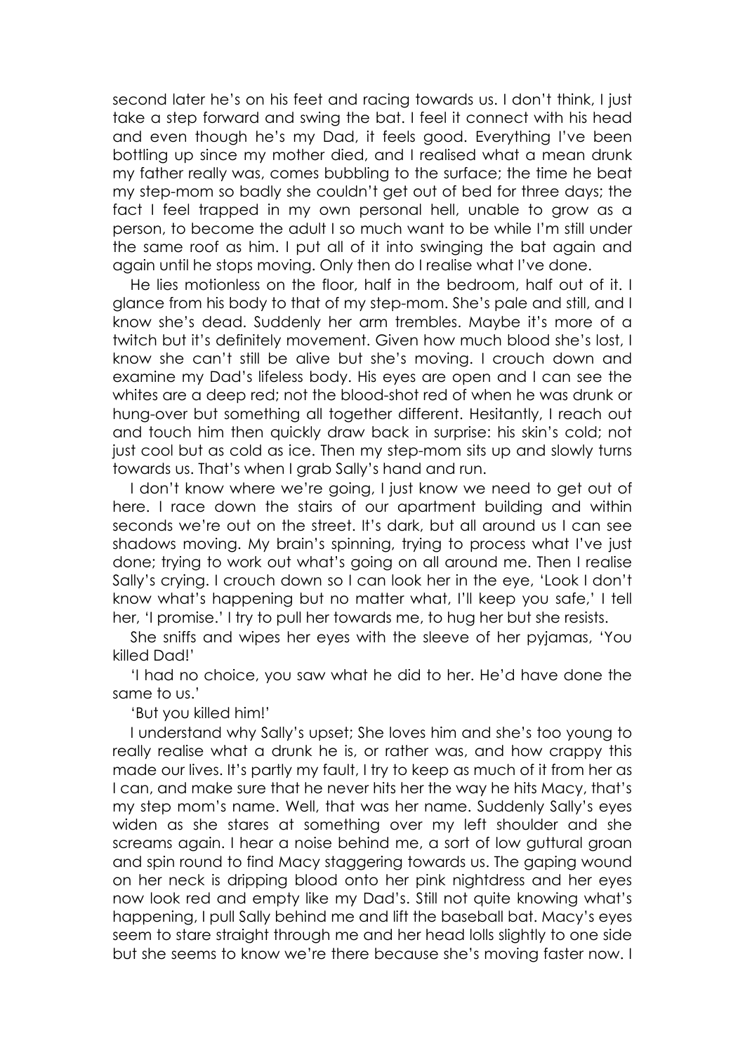second later he's on his feet and racing towards us. I don't think, I just take a step forward and swing the bat. I feel it connect with his head and even though he's my Dad, it feels good. Everything I've been bottling up since my mother died, and I realised what a mean drunk my father really was, comes bubbling to the surface; the time he beat my step-mom so badly she couldn't get out of bed for three days; the fact I feel trapped in my own personal hell, unable to grow as a person, to become the adult I so much want to be while I'm still under the same roof as him. I put all of it into swinging the bat again and again until he stops moving. Only then do I realise what I've done.

He lies motionless on the floor, half in the bedroom, half out of it. I glance from his body to that of my step-mom. She's pale and still, and I know she's dead. Suddenly her arm trembles. Maybe it's more of a twitch but it's definitely movement. Given how much blood she's lost, I know she can't still be alive but she's moving. I crouch down and examine my Dad's lifeless body. His eyes are open and I can see the whites are a deep red; not the blood-shot red of when he was drunk or hung-over but something all together different. Hesitantly, I reach out and touch him then quickly draw back in surprise: his skin's cold; not just cool but as cold as ice. Then my step-mom sits up and slowly turns towards us. That's when I grab Sally's hand and run.

I don't know where we're going, I just know we need to get out of here. I race down the stairs of our apartment building and within seconds we're out on the street. It's dark, but all around us I can see shadows moving. My brain's spinning, trying to process what I've just done; trying to work out what's going on all around me. Then I realise Sally's crying. I crouch down so I can look her in the eye, 'Look I don't know what's happening but no matter what, I'll keep you safe,' I tell her, 'I promise.' I try to pull her towards me, to hug her but she resists.

She sniffs and wipes her eyes with the sleeve of her pyjamas, 'You killed Dad!'

'I had no choice, you saw what he did to her. He'd have done the same to us.'

'But you killed him!'

I understand why Sally's upset; She loves him and she's too young to really realise what a drunk he is, or rather was, and how crappy this made our lives. It's partly my fault, I try to keep as much of it from her as I can, and make sure that he never hits her the way he hits Macy, that's my step mom's name. Well, that was her name. Suddenly Sally's eyes widen as she stares at something over my left shoulder and she screams again. I hear a noise behind me, a sort of low guttural groan and spin round to find Macy staggering towards us. The gaping wound on her neck is dripping blood onto her pink nightdress and her eyes now look red and empty like my Dad's. Still not quite knowing what's happening, I pull Sally behind me and lift the baseball bat. Macy's eyes seem to stare straight through me and her head lolls slightly to one side but she seems to know we're there because she's moving faster now. I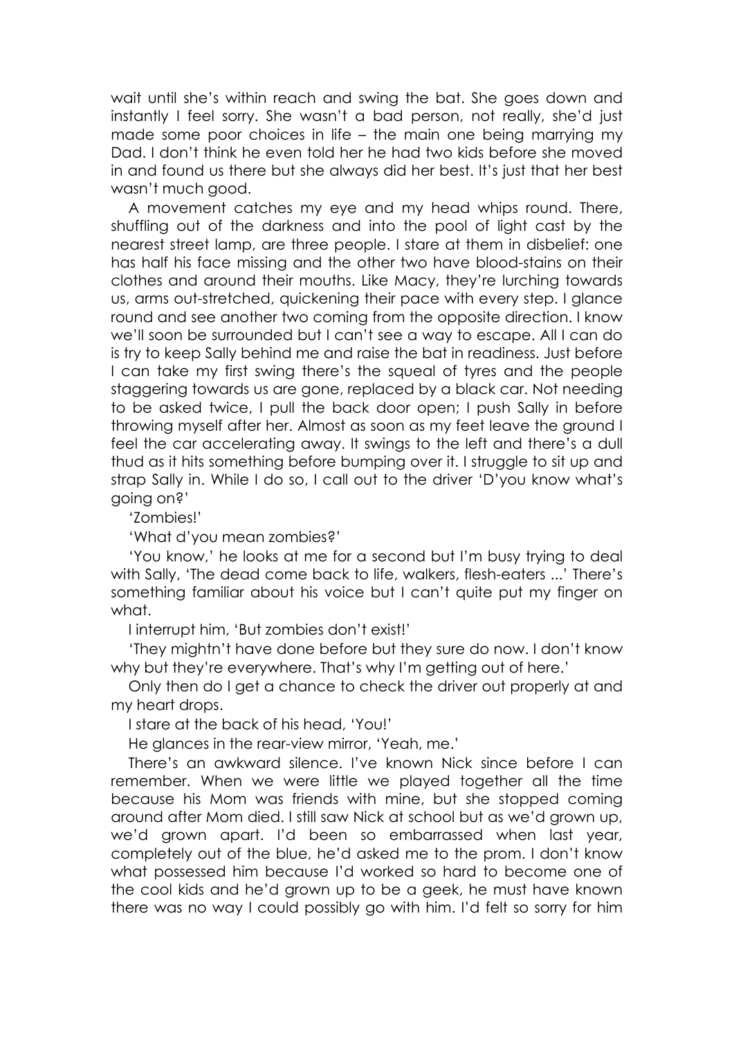wait until she's within reach and swing the bat. She goes down and instantly I feel sorry. She wasn't a bad person, not really, she'd just made some poor choices in life – the main one being marrying my Dad. I don't think he even told her he had two kids before she moved in and found us there but she always did her best. It's just that her best wasn't much good.

A movement catches my eye and my head whips round. There, shuffling out of the darkness and into the pool of light cast by the nearest street lamp, are three people. I stare at them in disbelief: one has half his face missing and the other two have blood-stains on their clothes and around their mouths. Like Macy, they're lurching towards us, arms out-stretched, quickening their pace with every step. I glance round and see another two coming from the opposite direction. I know we'll soon be surrounded but I can't see a way to escape. All I can do is try to keep Sally behind me and raise the bat in readiness. Just before I can take my first swing there's the squeal of tyres and the people staggering towards us are gone, replaced by a black car. Not needing to be asked twice, I pull the back door open; I push Sally in before throwing myself after her. Almost as soon as my feet leave the ground I feel the car accelerating away. It swings to the left and there's a dull thud as it hits something before bumping over it. I struggle to sit up and strap Sally in. While I do so, I call out to the driver 'D'you know what's going on?'

'Zombies!'

'What d'you mean zombies?'

'You know,' he looks at me for a second but I'm busy trying to deal with Sally, 'The dead come back to life, walkers, flesh-eaters ...' There's something familiar about his voice but I can't quite put my finger on what.

I interrupt him, 'But zombies don't exist!'

'They mightn't have done before but they sure do now. I don't know why but they're everywhere. That's why I'm getting out of here.'

Only then do I get a chance to check the driver out properly at and my heart drops.

I stare at the back of his head, 'You!'

He glances in the rear-view mirror, 'Yeah, me.'

There's an awkward silence. I've known Nick since before I can remember. When we were little we played together all the time because his Mom was friends with mine, but she stopped coming around after Mom died. I still saw Nick at school but as we'd grown up, we'd grown apart. I'd been so embarrassed when last year, completely out of the blue, he'd asked me to the prom. I don't know what possessed him because I'd worked so hard to become one of the cool kids and he'd grown up to be a geek, he must have known there was no way I could possibly go with him. I'd felt so sorry for him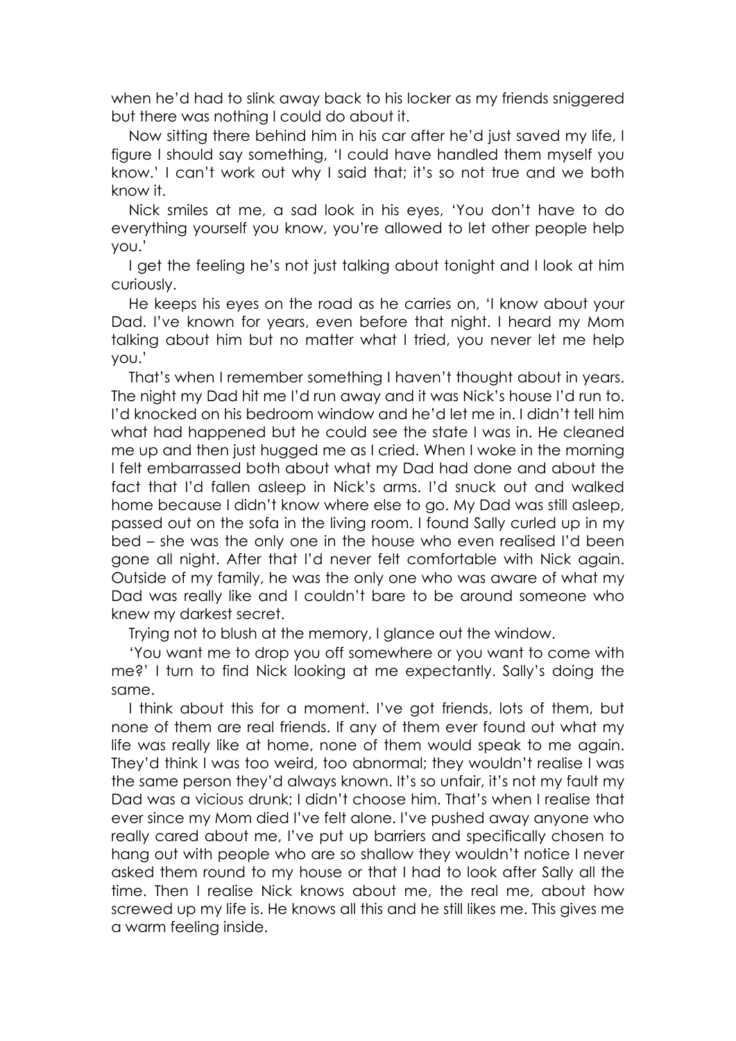when he'd had to slink away back to his locker as my friends sniggered but there was nothing I could do about it.

Now sitting there behind him in his car after he'd just saved my life, I figure I should say something, 'I could have handled them myself you know.' I can't work out why I said that; it's so not true and we both know it.

Nick smiles at me, a sad look in his eyes, 'You don't have to do everything yourself you know, you're allowed to let other people help you.'

I get the feeling he's not just talking about tonight and I look at him curiously.

He keeps his eyes on the road as he carries on, 'I know about your Dad. I've known for years, even before that night. I heard my Mom talking about him but no matter what I tried, you never let me help you.'

That's when I remember something I haven't thought about in years. The night my Dad hit me I'd run away and it was Nick's house I'd run to. I'd knocked on his bedroom window and he'd let me in. I didn't tell him what had happened but he could see the state I was in. He cleaned me up and then just hugged me as I cried. When I woke in the morning I felt embarrassed both about what my Dad had done and about the fact that I'd fallen asleep in Nick's arms. I'd snuck out and walked home because I didn't know where else to go. My Dad was still asleep, passed out on the sofa in the living room. I found Sally curled up in my bed – she was the only one in the house who even realised I'd been gone all night. After that I'd never felt comfortable with Nick again. Outside of my family, he was the only one who was aware of what my Dad was really like and I couldn't bare to be around someone who knew my darkest secret.

Trying not to blush at the memory, I glance out the window.

'You want me to drop you off somewhere or you want to come with me?' I turn to find Nick looking at me expectantly. Sally's doing the same.

I think about this for a moment. I've got friends, lots of them, but none of them are real friends. If any of them ever found out what my life was really like at home, none of them would speak to me again. They'd think I was too weird, too abnormal; they wouldn't realise I was the same person they'd always known. It's so unfair, it's not my fault my Dad was a vicious drunk; I didn't choose him. That's when I realise that ever since my Mom died I've felt alone. I've pushed away anyone who really cared about me, I've put up barriers and specifically chosen to hang out with people who are so shallow they wouldn't notice I never asked them round to my house or that I had to look after Sally all the time. Then I realise Nick knows about me, the real me, about how screwed up my life is. He knows all this and he still likes me. This gives me a warm feeling inside.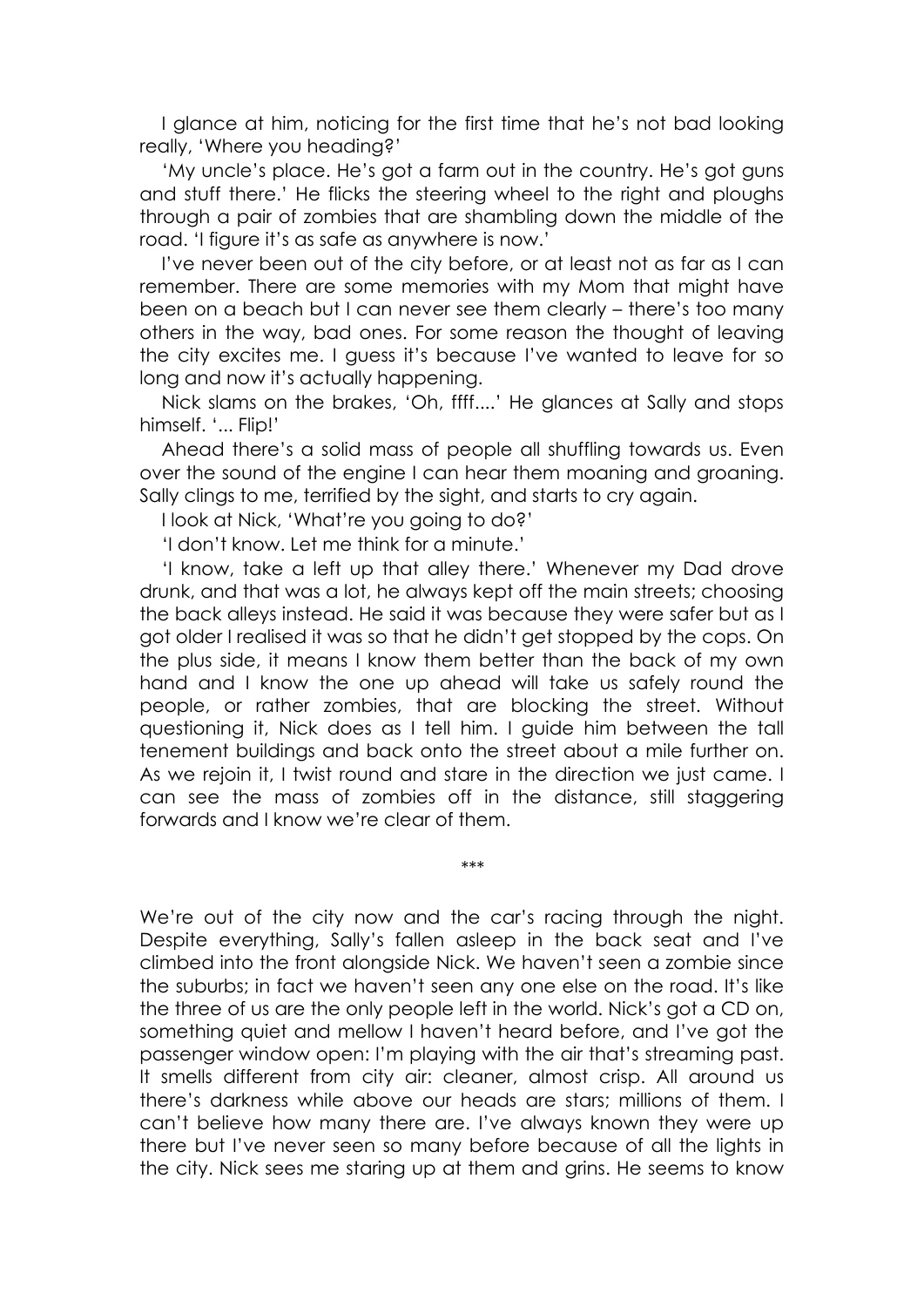I glance at him, noticing for the first time that he's not bad looking really, 'Where you heading?'

'My uncle's place. He's got a farm out in the country. He's got guns and stuff there.' He flicks the steering wheel to the right and ploughs through a pair of zombies that are shambling down the middle of the road. 'I figure it's as safe as anywhere is now.'

I've never been out of the city before, or at least not as far as I can remember. There are some memories with my Mom that might have been on a beach but I can never see them clearly – there's too many others in the way, bad ones. For some reason the thought of leaving the city excites me. I guess it's because I've wanted to leave for so long and now it's actually happening.

Nick slams on the brakes, 'Oh, ffff....' He glances at Sally and stops himself. '... Flip!'

Ahead there's a solid mass of people all shuffling towards us. Even over the sound of the engine I can hear them moaning and groaning. Sally clings to me, terrified by the sight, and starts to cry again.

I look at Nick, 'What're you going to do?'

'I don't know. Let me think for a minute.'

'I know, take a left up that alley there.' Whenever my Dad drove drunk, and that was a lot, he always kept off the main streets; choosing the back alleys instead. He said it was because they were safer but as I got older I realised it was so that he didn't get stopped by the cops. On the plus side, it means I know them better than the back of my own hand and I know the one up ahead will take us safely round the people, or rather zombies, that are blocking the street. Without questioning it, Nick does as I tell him. I guide him between the tall tenement buildings and back onto the street about a mile further on. As we rejoin it, I twist round and stare in the direction we just came. I can see the mass of zombies off in the distance, still staggering forwards and I know we're clear of them.

***

We're out of the city now and the car's racing through the night. Despite everything, Sally's fallen asleep in the back seat and I've climbed into the front alongside Nick. We haven't seen a zombie since the suburbs; in fact we haven't seen any one else on the road. It's like the three of us are the only people left in the world. Nick's got a CD on, something quiet and mellow I haven't heard before, and I've got the passenger window open: I'm playing with the air that's streaming past. It smells different from city air: cleaner, almost crisp. All around us there's darkness while above our heads are stars; millions of them. I can't believe how many there are. I've always known they were up there but I've never seen so many before because of all the lights in the city. Nick sees me staring up at them and grins. He seems to know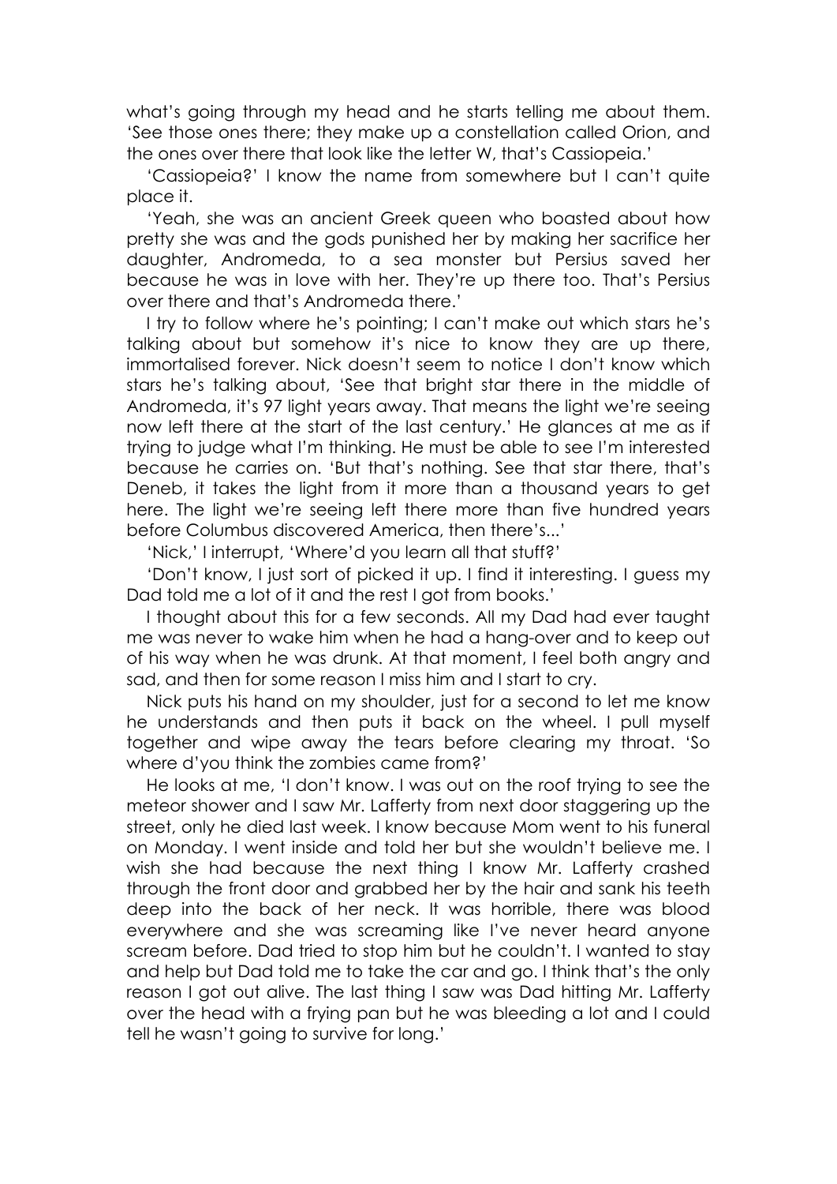what's going through my head and he starts telling me about them. 'See those ones there; they make up a constellation called Orion, and the ones over there that look like the letter W, that's Cassiopeia.'

'Cassiopeia?' I know the name from somewhere but I can't quite place it.

'Yeah, she was an ancient Greek queen who boasted about how pretty she was and the gods punished her by making her sacrifice her daughter, Andromeda, to a sea monster but Persius saved her because he was in love with her. They're up there too. That's Persius over there and that's Andromeda there.'

I try to follow where he's pointing; I can't make out which stars he's talking about but somehow it's nice to know they are up there, immortalised forever. Nick doesn't seem to notice I don't know which stars he's talking about, 'See that bright star there in the middle of Andromeda, it's 97 light years away. That means the light we're seeing now left there at the start of the last century.' He glances at me as if trying to judge what I'm thinking. He must be able to see I'm interested because he carries on. 'But that's nothing. See that star there, that's Deneb, it takes the light from it more than a thousand years to get here. The light we're seeing left there more than five hundred years before Columbus discovered America, then there's...'

'Nick,' I interrupt, 'Where'd you learn all that stuff?'

'Don't know, I just sort of picked it up. I find it interesting. I guess my Dad told me a lot of it and the rest I got from books.'

I thought about this for a few seconds. All my Dad had ever taught me was never to wake him when he had a hang-over and to keep out of his way when he was drunk. At that moment, I feel both angry and sad, and then for some reason I miss him and I start to cry.

Nick puts his hand on my shoulder, just for a second to let me know he understands and then puts it back on the wheel. I pull myself together and wipe away the tears before clearing my throat. 'So where d'you think the zombies came from?'

He looks at me, 'I don't know. I was out on the roof trying to see the meteor shower and I saw Mr. Lafferty from next door staggering up the street, only he died last week. I know because Mom went to his funeral on Monday. I went inside and told her but she wouldn't believe me. I wish she had because the next thing I know Mr. Lafferty crashed through the front door and grabbed her by the hair and sank his teeth deep into the back of her neck. It was horrible, there was blood everywhere and she was screaming like I've never heard anyone scream before. Dad tried to stop him but he couldn't. I wanted to stay and help but Dad told me to take the car and go. I think that's the only reason I got out alive. The last thing I saw was Dad hitting Mr. Lafferty over the head with a frying pan but he was bleeding a lot and I could tell he wasn't going to survive for long.'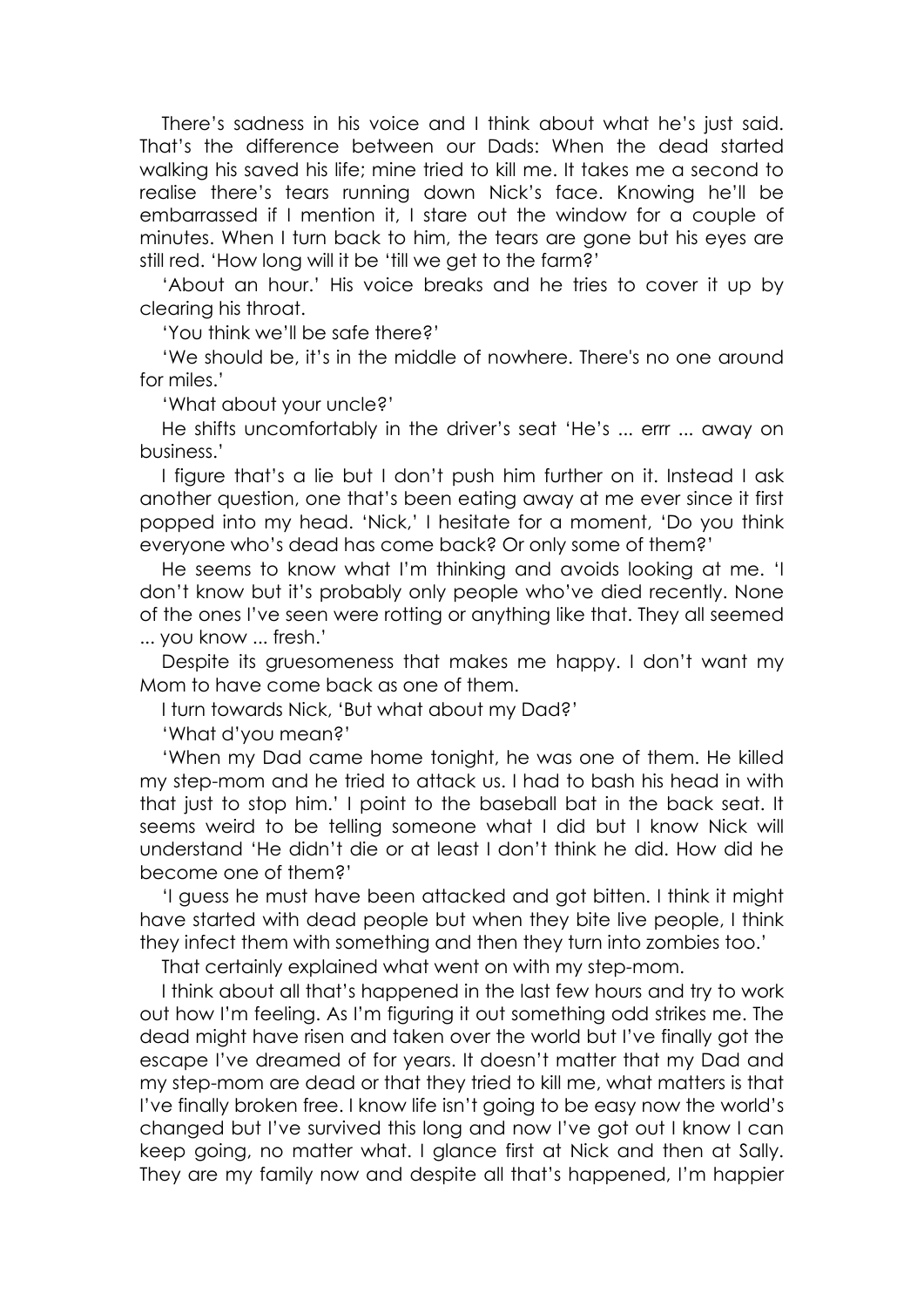There's sadness in his voice and I think about what he's just said. That's the difference between our Dads: When the dead started walking his saved his life; mine tried to kill me. It takes me a second to realise there's tears running down Nick's face. Knowing he'll be embarrassed if I mention it, I stare out the window for a couple of minutes. When I turn back to him, the tears are gone but his eyes are still red. 'How long will it be 'till we get to the farm?'

'About an hour.' His voice breaks and he tries to cover it up by clearing his throat.

'You think we'll be safe there?'

'We should be, it's in the middle of nowhere. There's no one around for miles.'

'What about your uncle?'

He shifts uncomfortably in the driver's seat 'He's ... errr ... away on business.'

I figure that's a lie but I don't push him further on it. Instead I ask another question, one that's been eating away at me ever since it first popped into my head. 'Nick,' I hesitate for a moment, 'Do you think everyone who's dead has come back? Or only some of them?'

He seems to know what I'm thinking and avoids looking at me. 'I don't know but it's probably only people who've died recently. None of the ones I've seen were rotting or anything like that. They all seemed ... you know ... fresh.'

Despite its gruesomeness that makes me happy. I don't want my Mom to have come back as one of them.

I turn towards Nick, 'But what about my Dad?'

'What d'you mean?'

'When my Dad came home tonight, he was one of them. He killed my step-mom and he tried to attack us. I had to bash his head in with that just to stop him.' I point to the baseball bat in the back seat. It seems weird to be telling someone what I did but I know Nick will understand 'He didn't die or at least I don't think he did. How did he become one of them?'

'I guess he must have been attacked and got bitten. I think it might have started with dead people but when they bite live people, I think they infect them with something and then they turn into zombies too.'

That certainly explained what went on with my step-mom.

I think about all that's happened in the last few hours and try to work out how I'm feeling. As I'm figuring it out something odd strikes me. The dead might have risen and taken over the world but I've finally got the escape I've dreamed of for years. It doesn't matter that my Dad and my step-mom are dead or that they tried to kill me, what matters is that I've finally broken free. I know life isn't going to be easy now the world's changed but I've survived this long and now I've got out I know I can keep going, no matter what. I glance first at Nick and then at Sally. They are my family now and despite all that's happened, I'm happier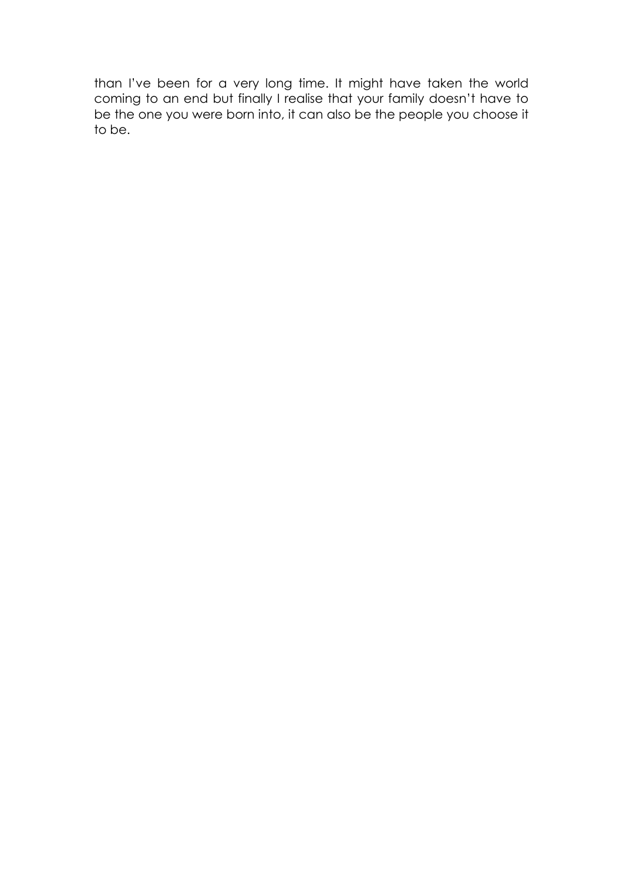than I've been for a very long time. It might have taken the world coming to an end but finally I realise that your family doesn't have to be the one you were born into, it can also be the people you choose it to be.